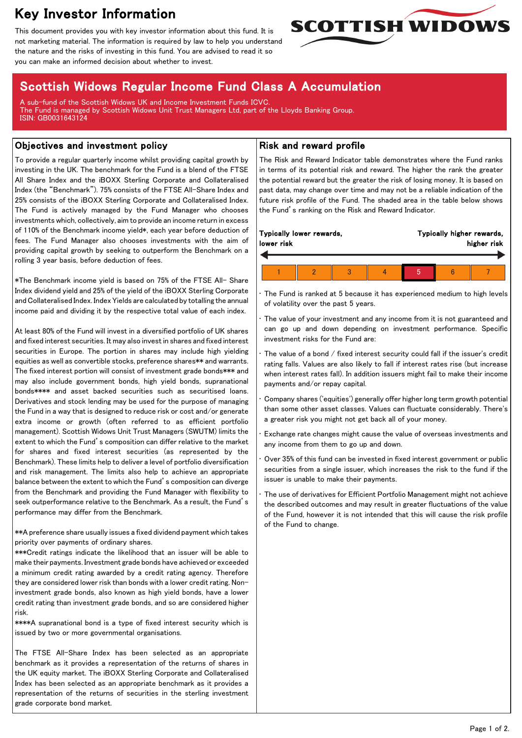# Key Investor Information

This document provides you with key investor information about this fund. It is not marketing material. The information is required by law to help you understand the nature and the risks of investing in this fund. You are advised to read it so you can make an informed decision about whether to invest.

## Scottish Widows Regular Income Fund Class A Accumulation

A sub-fund of the Scottish Widows UK and Income Investment Funds ICVC.
The Fund is managed by Scottish Widows Unit Trust Managers Ltd, part of the Lloyds Banking Group.
ISIN: GB0031643124

### Objectives and investment policy

To provide a regular quarterly income whilst providing capital growth by investing in the UK. The benchmark for the Fund is a blend of the FTSE All Share Index and the iBOXX Sterling Corporate and Collateralised Index (the "Benchmark"). 75% consists of the FTSE All-Share Index and 25% consists of the iBOXX Sterling Corporate and Collateralised Index. The Fund is actively managed by the Fund Manager who chooses investments which, collectively, aim to provide an income return in excess of 110% of the Benchmark income yield*, each year before deduction of fees. The Fund Manager also chooses investments with the aim of providing capital growth by seeking to outperform the Benchmark on a rolling 3 year basis, before deduction of fees.

*The Benchmark income yield is based on 75% of the FTSE All- Share Index dividend yield and 25% of the yield of the iBOXX Sterling Corporate and Collateralised Index. Index Yields are calculated by totalling the annual income paid and dividing it by the respective total value of each index.

At least 80% of the Fund will invest in a diversified portfolio of UK shares and fixed interest securities. It may also invest in shares and fixed interest securities in Europe. The portion in shares may include high yielding equities as well as convertible stocks, preference shares** and warrants. The fixed interest portion will consist of investment grade bonds*** and may also include government bonds, high yield bonds, supranational bonds**** and asset backed securities such as securitised loans. Derivatives and stock lending may be used for the purpose of managing the Fund in a way that is designed to reduce risk or cost and/or generate extra income or growth (often referred to as efficient portfolio management). Scottish Widows Unit Trust Managers (SWUTM) limits the extent to which the Fund's composition can differ relative to the market for shares and fixed interest securities (as represented by the Benchmark). These limits help to deliver a level of portfolio diversification and risk management. The limits also help to achieve an appropriate balance between the extent to which the Fund's composition can diverge from the Benchmark and providing the Fund Manager with flexibility to seek outperformance relative to the Benchmark. As a result, the Fund's performance may differ from the Benchmark.

**A preference share usually issues a fixed dividend payment which takes priority over payments of ordinary shares.
***Credit ratings indicate the likelihood that an issuer will be able to make their payments. Investment grade bonds have achieved or exceeded a minimum credit rating awarded by a credit rating agency. Therefore they are considered lower risk than bonds with a lower credit rating. Non-investment grade bonds, also known as high yield bonds, have a lower credit rating than investment grade bonds, and so are considered higher risk.
****A supranational bond is a type of fixed interest security which is issued by two or more governmental organisations.

The FTSE All-Share Index has been selected as an appropriate benchmark as it provides a representation of the returns of shares in the UK equity market. The iBOXX Sterling Corporate and Collateralised Index has been selected as an appropriate benchmark as it provides a representation of the returns of securities in the sterling investment grade corporate bond market.

### Risk and reward profile

The Risk and Reward Indicator table demonstrates where the Fund ranks in terms of its potential risk and reward. The higher the rank the greater the potential reward but the greater the risk of losing money. It is based on past data, may change over time and may not be a reliable indication of the future risk profile of the Fund. The shaded area in the table below shows the Fund's ranking on the Risk and Reward Indicator.

**Typically lower rewards, lower risk** ← → **Typically higher rewards, higher risk**

| 1 | 2 | 3 | 4 | **5** | 6 | 7 |
|---|---|---|---|---|---|---|

- The Fund is ranked at 5 because it has experienced medium to high levels of volatility over the past 5 years.
- The value of your investment and any income from it is not guaranteed and can go up and down depending on investment performance. Specific investment risks for the Fund are:
- The value of a bond / fixed interest security could fall if the issuer's credit rating falls. Values are also likely to fall if interest rates rise (but increase when interest rates fall). In addition issuers might fail to make their income payments and/or repay capital.
- Company shares ('equities') generally offer higher long term growth potential than some other asset classes. Values can fluctuate considerably. There's a greater risk you might not get back all of your money.
- Exchange rate changes might cause the value of overseas investments and any income from them to go up and down.
- Over 35% of this fund can be invested in fixed interest government or public securities from a single issuer, which increases the risk to the fund if the issuer is unable to make their payments.
- The use of derivatives for Efficient Portfolio Management might not achieve the described outcomes and may result in greater fluctuations of the value of the Fund, however it is not intended that this will cause the risk profile of the Fund to change.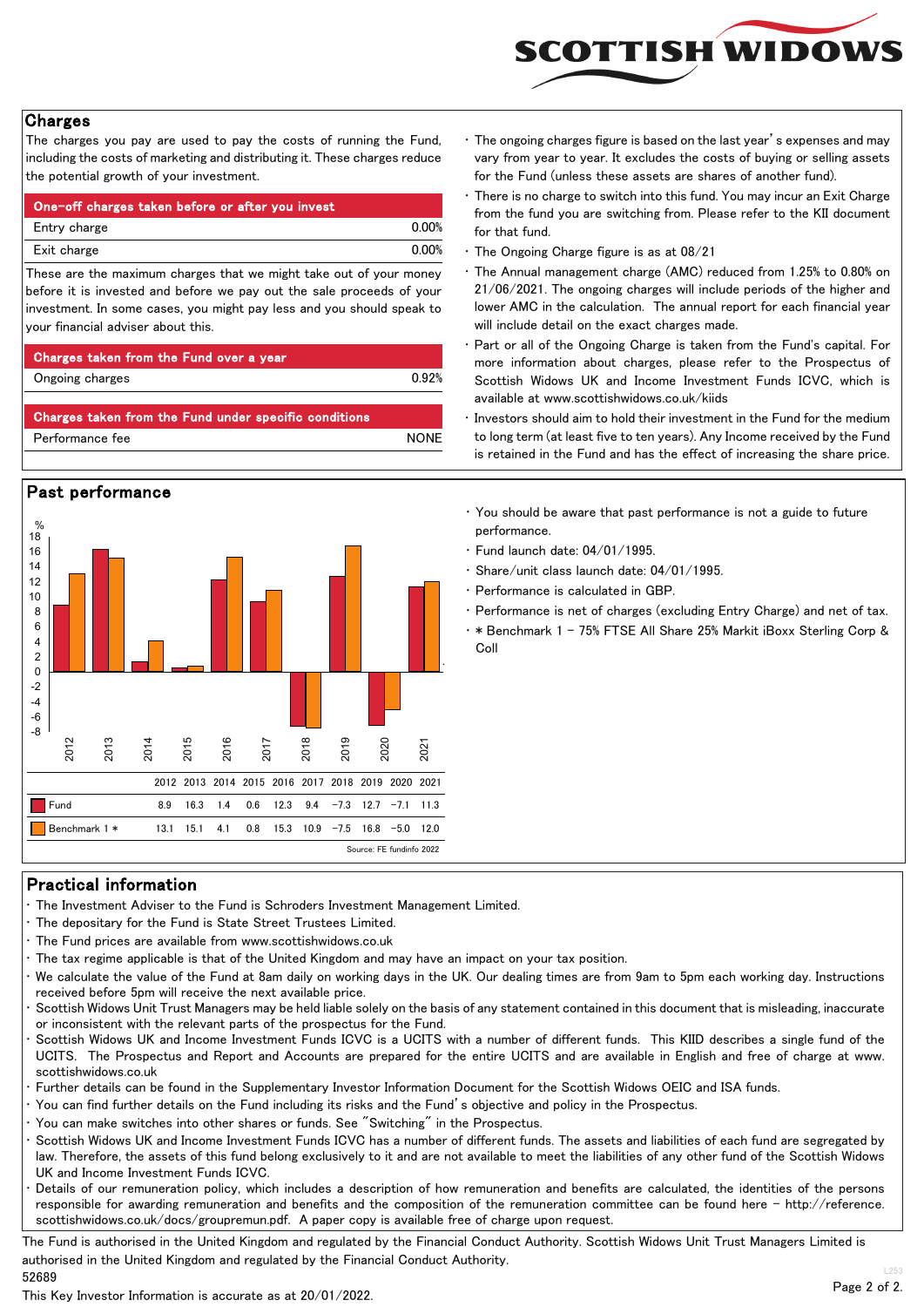## Charges

The charges you pay are used to pay the costs of running the Fund, including the costs of marketing and distributing it. These charges reduce the potential growth of your investment.

| One-off charges taken before or after you invest | |
|---|---|
| Entry charge | 0.00% |
| Exit charge | 0.00% |

These are the maximum charges that we might take out of your money before it is invested and before we pay out the sale proceeds of your investment. In some cases, you might pay less and you should speak to your financial adviser about this.

| Charges taken from the Fund over a year | |
|---|---|
| Ongoing charges | 0.92% |

| Charges taken from the Fund under specific conditions | |
|---|---|
| Performance fee | NONE |

- The ongoing charges figure is based on the last year's expenses and may vary from year to year. It excludes the costs of buying or selling assets for the Fund (unless these assets are shares of another fund).
- There is no charge to switch into this fund. You may incur an Exit Charge from the fund you are switching from. Please refer to the KII document for that fund.
- The Ongoing Charge figure is as at 08/21
- The Annual management charge (AMC) reduced from 1.25% to 0.80% on 21/06/2021. The ongoing charges will include periods of the higher and lower AMC in the calculation. The annual report for each financial year will include detail on the exact charges made.
- Part or all of the Ongoing Charge is taken from the Fund's capital. For more information about charges, please refer to the Prospectus of Scottish Widows UK and Income Investment Funds ICVC, which is available at www.scottishwidows.co.uk/kiids
- Investors should aim to hold their investment in the Fund for the medium to long term (at least five to ten years). Any Income received by the Fund is retained in the Fund and has the effect of increasing the share price.

## Past performance

%
18
16
14
12
10
8
6
4
2
0
-2
-4
-6
-8

2012 2013 2014 2015 2016 2017 2018 2019 2020 2021

| | 2012 | 2013 | 2014 | 2015 | 2016 | 2017 | 2018 | 2019 | 2020 | 2021 |
|---|---|---|---|---|---|---|---|---|---|---|
| Fund | 8.9 | 16.3 | 1.4 | 0.6 | 12.3 | 9.4 | −7.3 | 12.7 | −7.1 | 11.3 |
| Benchmark 1 * | 13.1 | 15.1 | 4.1 | 0.8 | 15.3 | 10.9 | −7.5 | 16.8 | −5.0 | 12.0 |

Source: FE fundinfo 2022

- You should be aware that past performance is not a guide to future performance.
- Fund launch date: 04/01/1995.
- Share/unit class launch date: 04/01/1995.
- Performance is calculated in GBP.
- Performance is net of charges (excluding Entry Charge) and net of tax.
- * Benchmark 1 - 75% FTSE All Share 25% Markit iBoxx Sterling Corp & Coll

## Practical information

- The Investment Adviser to the Fund is Schroders Investment Management Limited.
- The depositary for the Fund is State Street Trustees Limited.
- The Fund prices are available from www.scottishwidows.co.uk
- The tax regime applicable is that of the United Kingdom and may have an impact on your tax position.
- We calculate the value of the Fund at 8am daily on working days in the UK. Our dealing times are from 9am to 5pm each working day. Instructions received before 5pm will receive the next available price.
- Scottish Widows Unit Trust Managers may be held liable solely on the basis of any statement contained in this document that is misleading, inaccurate or inconsistent with the relevant parts of the prospectus for the Fund.
- Scottish Widows UK and Income Investment Funds ICVC is a UCITS with a number of different funds. This KIID describes a single fund of the UCITS. The Prospectus and Report and Accounts are prepared for the entire UCITS and are available in English and free of charge at www.scottishwidows.co.uk
- Further details can be found in the Supplementary Investor Information Document for the Scottish Widows OEIC and ISA funds.
- You can find further details on the Fund including its risks and the Fund's objective and policy in the Prospectus.
- You can make switches into other shares or funds. See "Switching" in the Prospectus.
- Scottish Widows UK and Income Investment Funds ICVC has a number of different funds. The assets and liabilities of each fund are segregated by law. Therefore, the assets of this fund belong exclusively to it and are not available to meet the liabilities of any other fund of the Scottish Widows UK and Income Investment Funds ICVC.
- Details of our remuneration policy, which includes a description of how remuneration and benefits are calculated, the identities of the persons responsible for awarding remuneration and benefits and the composition of the remuneration committee can be found here - http://reference.scottishwidows.co.uk/docs/groupremun.pdf. A paper copy is available free of charge upon request.

The Fund is authorised in the United Kingdom and regulated by the Financial Conduct Authority. Scottish Widows Unit Trust Managers Limited is authorised in the United Kingdom and regulated by the Financial Conduct Authority.

52689

This Key Investor Information is accurate as at 20/01/2022.